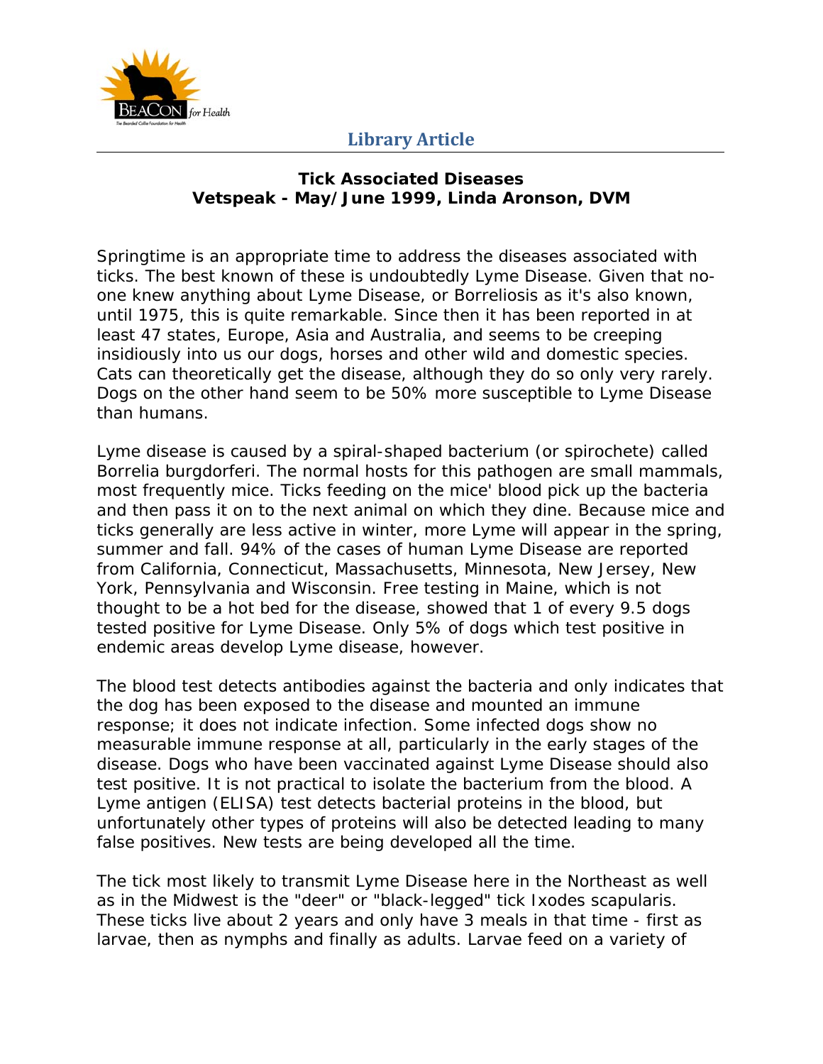Library Article

**Tick Associated Diseases**
**Vetspeak - May/June 1999, Linda Aronson, DVM**

Springtime is an appropriate time to address the diseases associated with ticks. The best known of these is undoubtedly Lyme Disease. Given that no-one knew anything about Lyme Disease, or Borreliosis as it's also known, until 1975, this is quite remarkable. Since then it has been reported in at least 47 states, Europe, Asia and Australia, and seems to be creeping insidiously into us our dogs, horses and other wild and domestic species. Cats can theoretically get the disease, although they do so only very rarely. Dogs on the other hand seem to be 50% more susceptible to Lyme Disease than humans.

Lyme disease is caused by a spiral-shaped bacterium (or spirochete) called Borrelia burgdorferi. The normal hosts for this pathogen are small mammals, most frequently mice. Ticks feeding on the mice' blood pick up the bacteria and then pass it on to the next animal on which they dine. Because mice and ticks generally are less active in winter, more Lyme will appear in the spring, summer and fall. 94% of the cases of human Lyme Disease are reported from California, Connecticut, Massachusetts, Minnesota, New Jersey, New York, Pennsylvania and Wisconsin. Free testing in Maine, which is not thought to be a hot bed for the disease, showed that 1 of every 9.5 dogs tested positive for Lyme Disease. Only 5% of dogs which test positive in endemic areas develop Lyme disease, however.

The blood test detects antibodies against the bacteria and only indicates that the dog has been exposed to the disease and mounted an immune response; it does not indicate infection. Some infected dogs show no measurable immune response at all, particularly in the early stages of the disease. Dogs who have been vaccinated against Lyme Disease should also test positive. It is not practical to isolate the bacterium from the blood. A Lyme antigen (ELISA) test detects bacterial proteins in the blood, but unfortunately other types of proteins will also be detected leading to many false positives. New tests are being developed all the time.

The tick most likely to transmit Lyme Disease here in the Northeast as well as in the Midwest is the "deer" or "black-legged" tick Ixodes scapularis. These ticks live about 2 years and only have 3 meals in that time - first as larvae, then as nymphs and finally as adults. Larvae feed on a variety of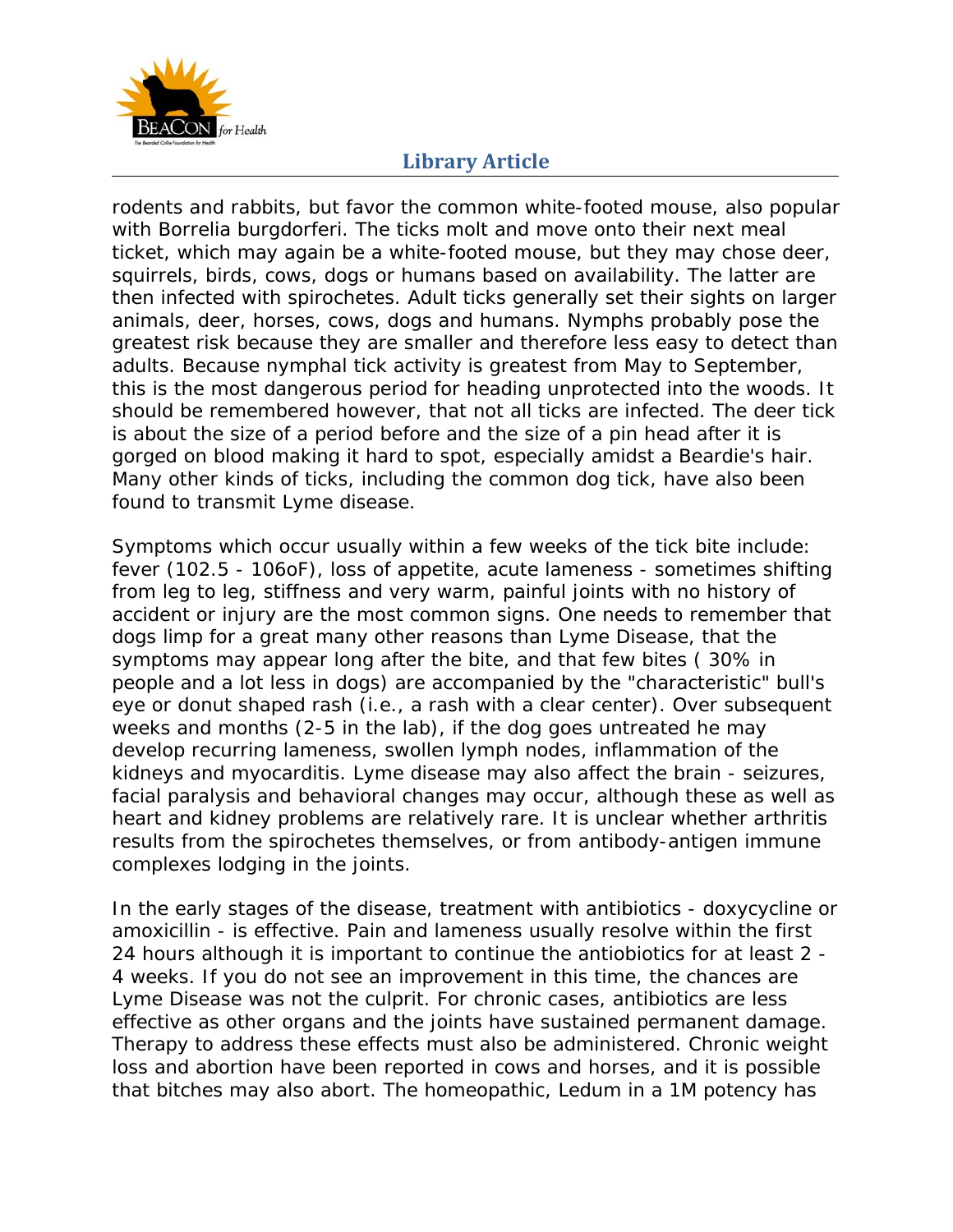rodents and rabbits, but favor the common white-footed mouse, also popular with Borrelia burgdorferi. The ticks molt and move onto their next meal ticket, which may again be a white-footed mouse, but they may chose deer, squirrels, birds, cows, dogs or humans based on availability. The latter are then infected with spirochetes. Adult ticks generally set their sights on larger animals, deer, horses, cows, dogs and humans. Nymphs probably pose the greatest risk because they are smaller and therefore less easy to detect than adults. Because nymphal tick activity is greatest from May to September, this is the most dangerous period for heading unprotected into the woods. It should be remembered however, that not all ticks are infected. The deer tick is about the size of a period before and the size of a pin head after it is gorged on blood making it hard to spot, especially amidst a Beardie's hair. Many other kinds of ticks, including the common dog tick, have also been found to transmit Lyme disease.

Symptoms which occur usually within a few weeks of the tick bite include: fever (102.5 - 106oF), loss of appetite, acute lameness - sometimes shifting from leg to leg, stiffness and very warm, painful joints with no history of accident or injury are the most common signs. One needs to remember that dogs limp for a great many other reasons than Lyme Disease, that the symptoms may appear long after the bite, and that few bites ( 30% in people and a lot less in dogs) are accompanied by the "characteristic" bull's eye or donut shaped rash (i.e., a rash with a clear center). Over subsequent weeks and months (2-5 in the lab), if the dog goes untreated he may develop recurring lameness, swollen lymph nodes, inflammation of the kidneys and myocarditis. Lyme disease may also affect the brain - seizures, facial paralysis and behavioral changes may occur, although these as well as heart and kidney problems are relatively rare. It is unclear whether arthritis results from the spirochetes themselves, or from antibody-antigen immune complexes lodging in the joints.

In the early stages of the disease, treatment with antibiotics - doxycycline or amoxicillin - is effective. Pain and lameness usually resolve within the first 24 hours although it is important to continue the antiobiotics for at least 2 - 4 weeks. If you do not see an improvement in this time, the chances are Lyme Disease was not the culprit. For chronic cases, antibiotics are less effective as other organs and the joints have sustained permanent damage. Therapy to address these effects must also be administered. Chronic weight loss and abortion have been reported in cows and horses, and it is possible that bitches may also abort. The homeopathic, Ledum in a 1M potency has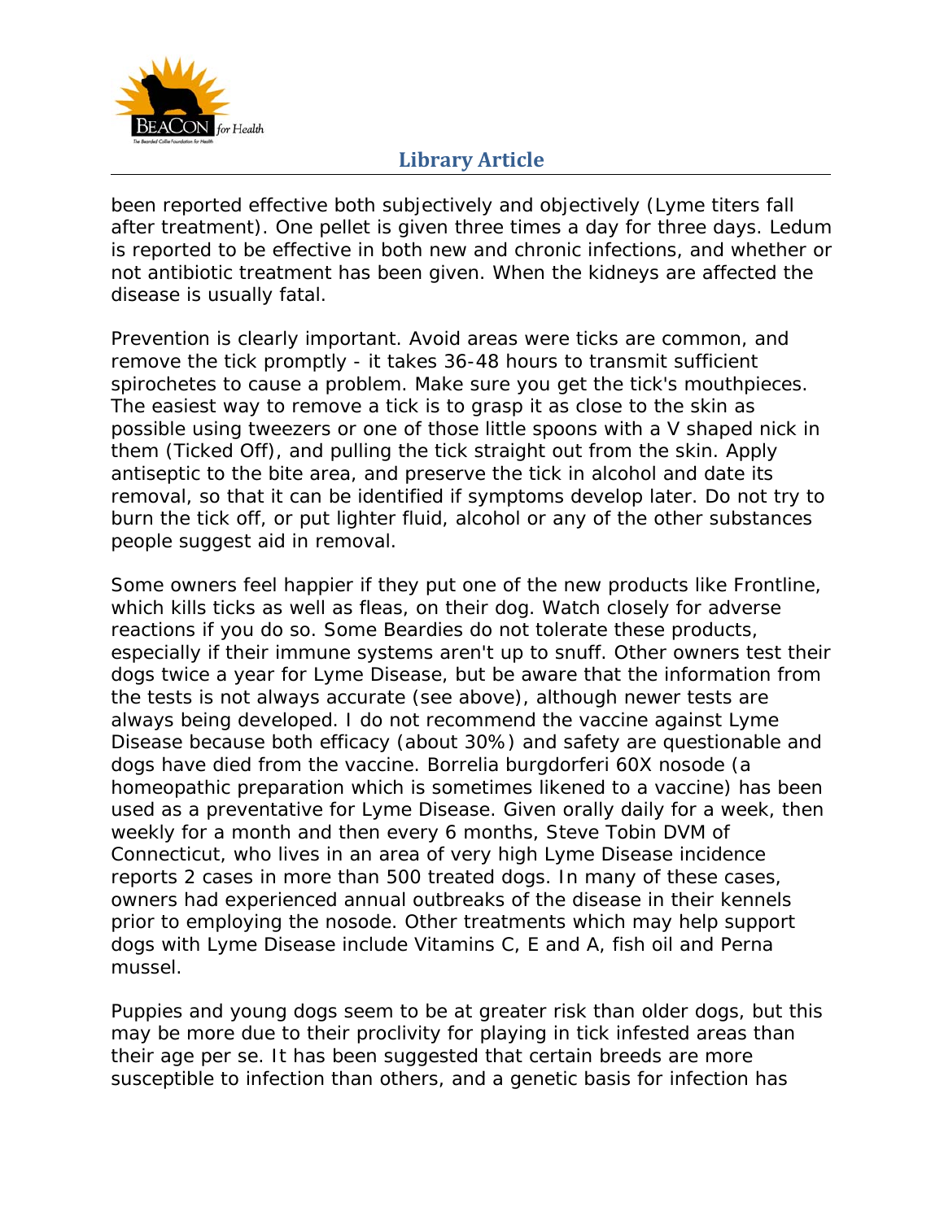been reported effective both subjectively and objectively (Lyme titers fall after treatment). One pellet is given three times a day for three days. Ledum is reported to be effective in both new and chronic infections, and whether or not antibiotic treatment has been given. When the kidneys are affected the disease is usually fatal.

Prevention is clearly important. Avoid areas were ticks are common, and remove the tick promptly - it takes 36-48 hours to transmit sufficient spirochetes to cause a problem. Make sure you get the tick's mouthpieces. The easiest way to remove a tick is to grasp it as close to the skin as possible using tweezers or one of those little spoons with a V shaped nick in them (Ticked Off), and pulling the tick straight out from the skin. Apply antiseptic to the bite area, and preserve the tick in alcohol and date its removal, so that it can be identified if symptoms develop later. Do not try to burn the tick off, or put lighter fluid, alcohol or any of the other substances people suggest aid in removal.

Some owners feel happier if they put one of the new products like Frontline, which kills ticks as well as fleas, on their dog. Watch closely for adverse reactions if you do so. Some Beardies do not tolerate these products, especially if their immune systems aren't up to snuff. Other owners test their dogs twice a year for Lyme Disease, but be aware that the information from the tests is not always accurate (see above), although newer tests are always being developed. I do not recommend the vaccine against Lyme Disease because both efficacy (about 30%) and safety are questionable and dogs have died from the vaccine. Borrelia burgdorferi 60X nosode (a homeopathic preparation which is sometimes likened to a vaccine) has been used as a preventative for Lyme Disease. Given orally daily for a week, then weekly for a month and then every 6 months, Steve Tobin DVM of Connecticut, who lives in an area of very high Lyme Disease incidence reports 2 cases in more than 500 treated dogs. In many of these cases, owners had experienced annual outbreaks of the disease in their kennels prior to employing the nosode. Other treatments which may help support dogs with Lyme Disease include Vitamins C, E and A, fish oil and Perna mussel.

Puppies and young dogs seem to be at greater risk than older dogs, but this may be more due to their proclivity for playing in tick infested areas than their age per se. It has been suggested that certain breeds are more susceptible to infection than others, and a genetic basis for infection has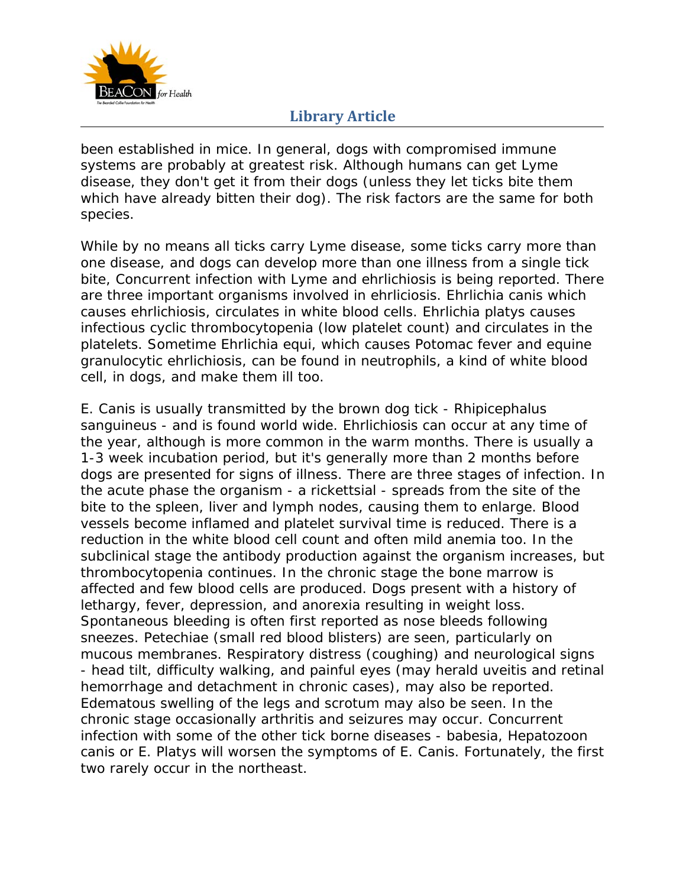been established in mice. In general, dogs with compromised immune systems are probably at greatest risk. Although humans can get Lyme disease, they don't get it from their dogs (unless they let ticks bite them which have already bitten their dog). The risk factors are the same for both species.

While by no means all ticks carry Lyme disease, some ticks carry more than one disease, and dogs can develop more than one illness from a single tick bite, Concurrent infection with Lyme and ehrlichiosis is being reported. There are three important organisms involved in ehrliciosis. Ehrlichia canis which causes ehrlichiosis, circulates in white blood cells. Ehrlichia platys causes infectious cyclic thrombocytopenia (low platelet count) and circulates in the platelets. Sometime Ehrlichia equi, which causes Potomac fever and equine granulocytic ehrlichiosis, can be found in neutrophils, a kind of white blood cell, in dogs, and make them ill too.

E. Canis is usually transmitted by the brown dog tick - Rhipicephalus sanguineus - and is found world wide. Ehrlichiosis can occur at any time of the year, although is more common in the warm months. There is usually a 1-3 week incubation period, but it's generally more than 2 months before dogs are presented for signs of illness. There are three stages of infection. In the acute phase the organism - a rickettsial - spreads from the site of the bite to the spleen, liver and lymph nodes, causing them to enlarge. Blood vessels become inflamed and platelet survival time is reduced. There is a reduction in the white blood cell count and often mild anemia too. In the subclinical stage the antibody production against the organism increases, but thrombocytopenia continues. In the chronic stage the bone marrow is affected and few blood cells are produced. Dogs present with a history of lethargy, fever, depression, and anorexia resulting in weight loss. Spontaneous bleeding is often first reported as nose bleeds following sneezes. Petechiae (small red blood blisters) are seen, particularly on mucous membranes. Respiratory distress (coughing) and neurological signs - head tilt, difficulty walking, and painful eyes (may herald uveitis and retinal hemorrhage and detachment in chronic cases), may also be reported. Edematous swelling of the legs and scrotum may also be seen. In the chronic stage occasionally arthritis and seizures may occur. Concurrent infection with some of the other tick borne diseases - babesia, Hepatozoon canis or E. Platys will worsen the symptoms of E. Canis. Fortunately, the first two rarely occur in the northeast.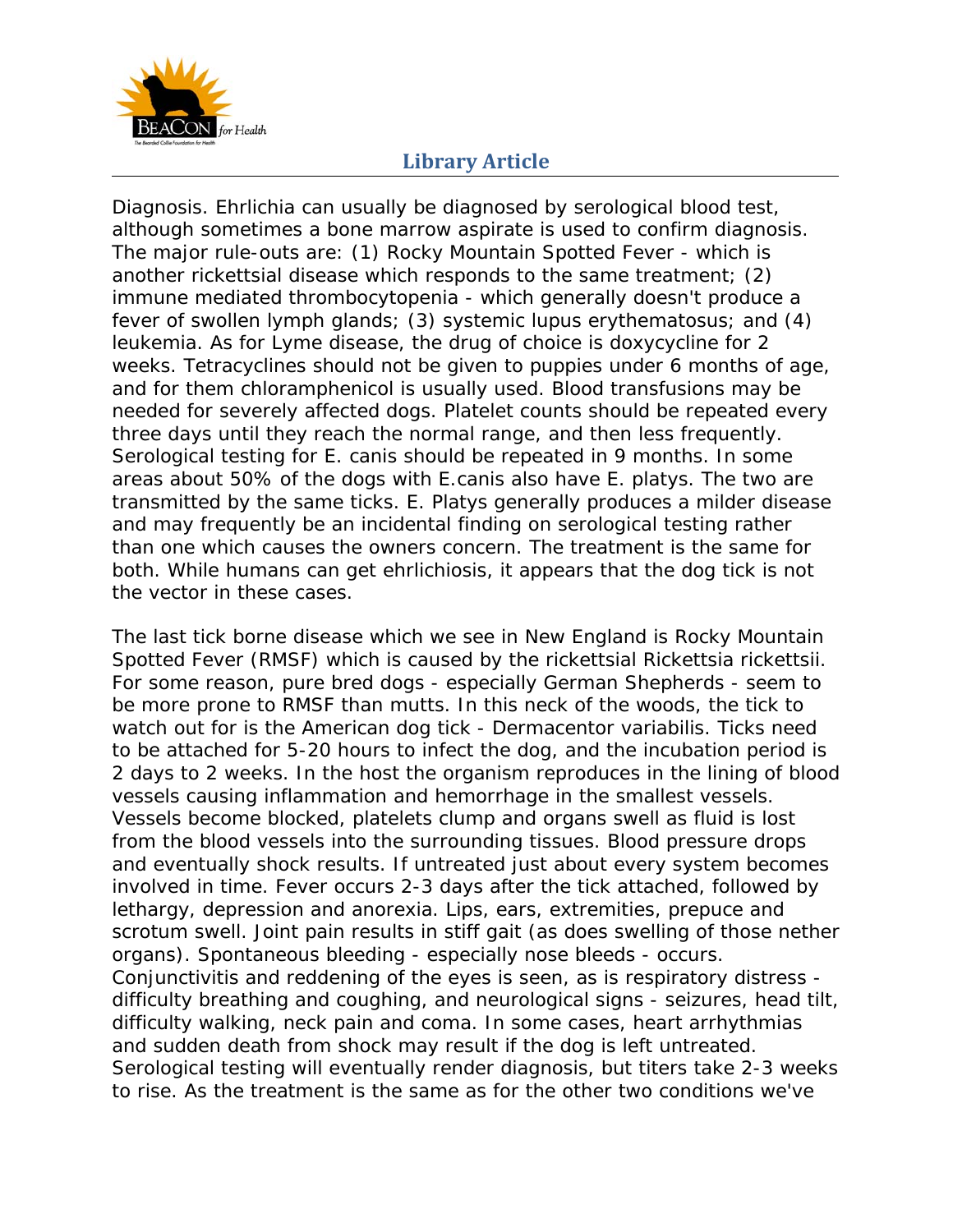Diagnosis. Ehrlichia can usually be diagnosed by serological blood test, although sometimes a bone marrow aspirate is used to confirm diagnosis. The major rule-outs are: (1) Rocky Mountain Spotted Fever - which is another rickettsial disease which responds to the same treatment; (2) immune mediated thrombocytopenia - which generally doesn't produce a fever of swollen lymph glands; (3) systemic lupus erythematosus; and (4) leukemia. As for Lyme disease, the drug of choice is doxycycline for 2 weeks. Tetracyclines should not be given to puppies under 6 months of age, and for them chloramphenicol is usually used. Blood transfusions may be needed for severely affected dogs. Platelet counts should be repeated every three days until they reach the normal range, and then less frequently. Serological testing for E. canis should be repeated in 9 months. In some areas about 50% of the dogs with E.canis also have E. platys. The two are transmitted by the same ticks. E. Platys generally produces a milder disease and may frequently be an incidental finding on serological testing rather than one which causes the owners concern. The treatment is the same for both. While humans can get ehrlichiosis, it appears that the dog tick is not the vector in these cases.

The last tick borne disease which we see in New England is Rocky Mountain Spotted Fever (RMSF) which is caused by the rickettsial Rickettsia rickettsii. For some reason, pure bred dogs - especially German Shepherds - seem to be more prone to RMSF than mutts. In this neck of the woods, the tick to watch out for is the American dog tick - Dermacentor variabilis. Ticks need to be attached for 5-20 hours to infect the dog, and the incubation period is 2 days to 2 weeks. In the host the organism reproduces in the lining of blood vessels causing inflammation and hemorrhage in the smallest vessels. Vessels become blocked, platelets clump and organs swell as fluid is lost from the blood vessels into the surrounding tissues. Blood pressure drops and eventually shock results. If untreated just about every system becomes involved in time. Fever occurs 2-3 days after the tick attached, followed by lethargy, depression and anorexia. Lips, ears, extremities, prepuce and scrotum swell. Joint pain results in stiff gait (as does swelling of those nether organs). Spontaneous bleeding - especially nose bleeds - occurs. Conjunctivitis and reddening of the eyes is seen, as is respiratory distress - difficulty breathing and coughing, and neurological signs - seizures, head tilt, difficulty walking, neck pain and coma. In some cases, heart arrhythmias and sudden death from shock may result if the dog is left untreated. Serological testing will eventually render diagnosis, but titers take 2-3 weeks to rise. As the treatment is the same as for the other two conditions we've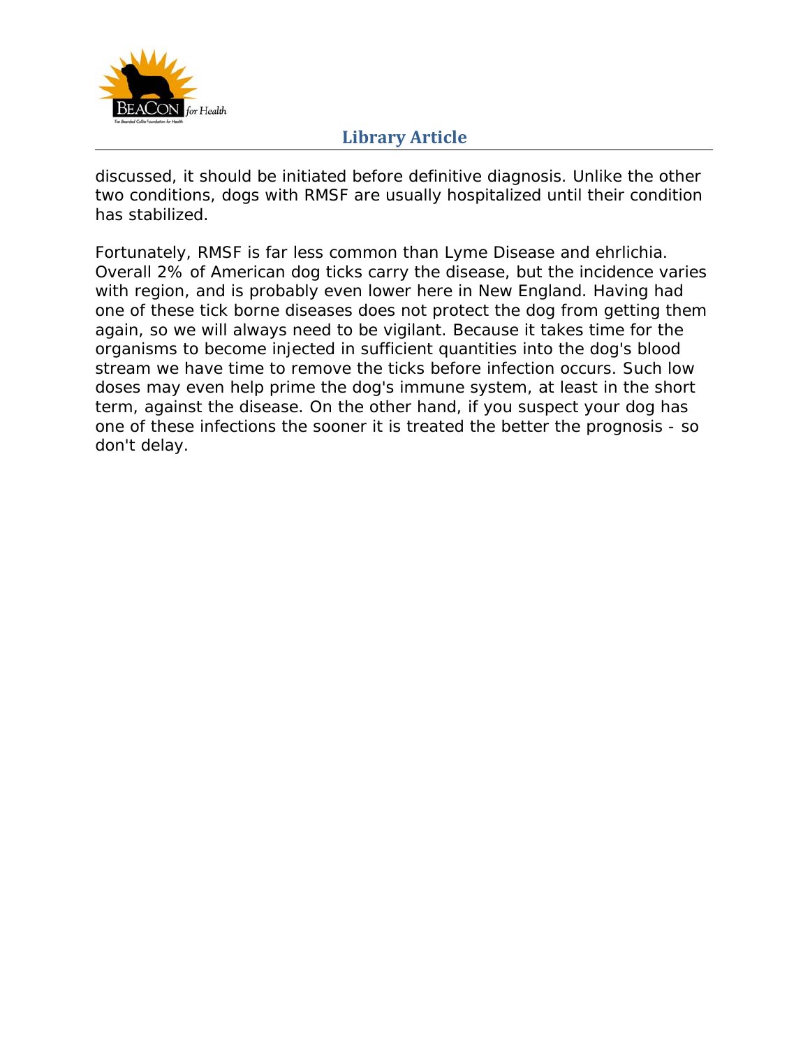discussed, it should be initiated before definitive diagnosis. Unlike the other two conditions, dogs with RMSF are usually hospitalized until their condition has stabilized.

Fortunately, RMSF is far less common than Lyme Disease and ehrlichia. Overall 2% of American dog ticks carry the disease, but the incidence varies with region, and is probably even lower here in New England. Having had one of these tick borne diseases does not protect the dog from getting them again, so we will always need to be vigilant. Because it takes time for the organisms to become injected in sufficient quantities into the dog's blood stream we have time to remove the ticks before infection occurs. Such low doses may even help prime the dog's immune system, at least in the short term, against the disease. On the other hand, if you suspect your dog has one of these infections the sooner it is treated the better the prognosis - so don't delay.